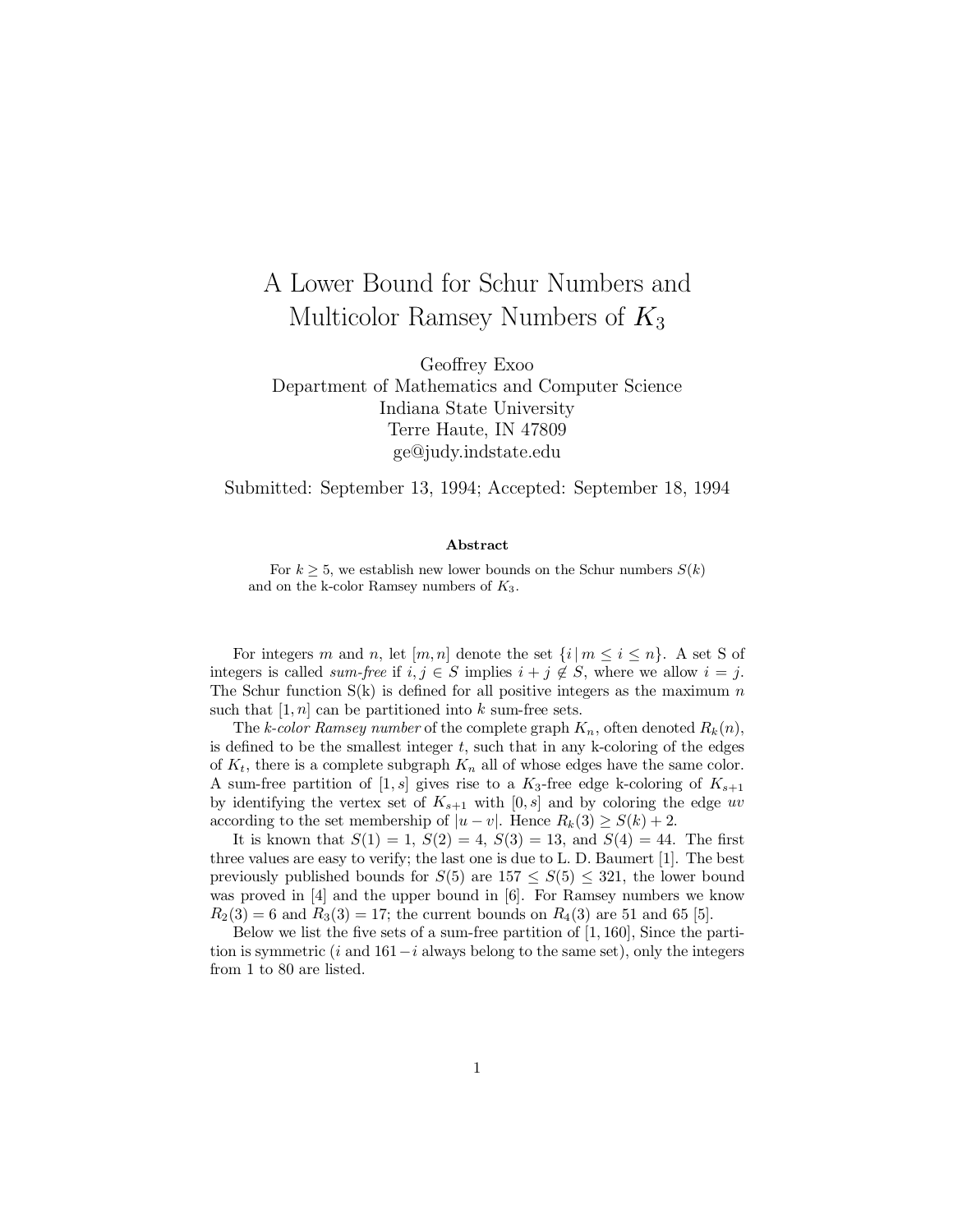# A Lower Bound for Schur Numbers and Multicolor Ramsey Numbers of $K_3$

Geoffrey Exoo
Department of Mathematics and Computer Science
Indiana State University
Terre Haute, IN 47809
ge@judy.indstate.edu

Submitted: September 13, 1994; Accepted: September 18, 1994

### Abstract

For $k \geq 5$, we establish new lower bounds on the Schur numbers $S(k)$ and on the k-color Ramsey numbers of $K_3$.

For integers $m$ and $n$, let $[m, n]$ denote the set $\{i \,|\, m \leq i \leq n\}$. A set S of integers is called *sum-free* if $i, j \in S$ implies $i + j \notin S$, where we allow $i = j$. The Schur function S(k) is defined for all positive integers as the maximum $n$ such that $[1, n]$ can be partitioned into $k$ sum-free sets.

The *k-color Ramsey number* of the complete graph $K_n$, often denoted $R_k(n)$, is defined to be the smallest integer $t$, such that in any k-coloring of the edges of $K_t$, there is a complete subgraph $K_n$ all of whose edges have the same color. A sum-free partition of $[1, s]$ gives rise to a $K_3$-free edge k-coloring of $K_{s+1}$ by identifying the vertex set of $K_{s+1}$ with $[0, s]$ and by coloring the edge $uv$ according to the set membership of $|u - v|$. Hence $R_k(3) \geq S(k) + 2$.

It is known that $S(1) = 1$, $S(2) = 4$, $S(3) = 13$, and $S(4) = 44$. The first three values are easy to verify; the last one is due to L. D. Baumert [1]. The best previously published bounds for $S(5)$ are $157 \leq S(5) \leq 321$, the lower bound was proved in [4] and the upper bound in [6]. For Ramsey numbers we know $R_2(3) = 6$ and $R_3(3) = 17$; the current bounds on $R_4(3)$ are 51 and 65 [5].

Below we list the five sets of a sum-free partition of $[1, 160]$, Since the partition is symmetric ($i$ and $161 - i$ always belong to the same set), only the integers from 1 to 80 are listed.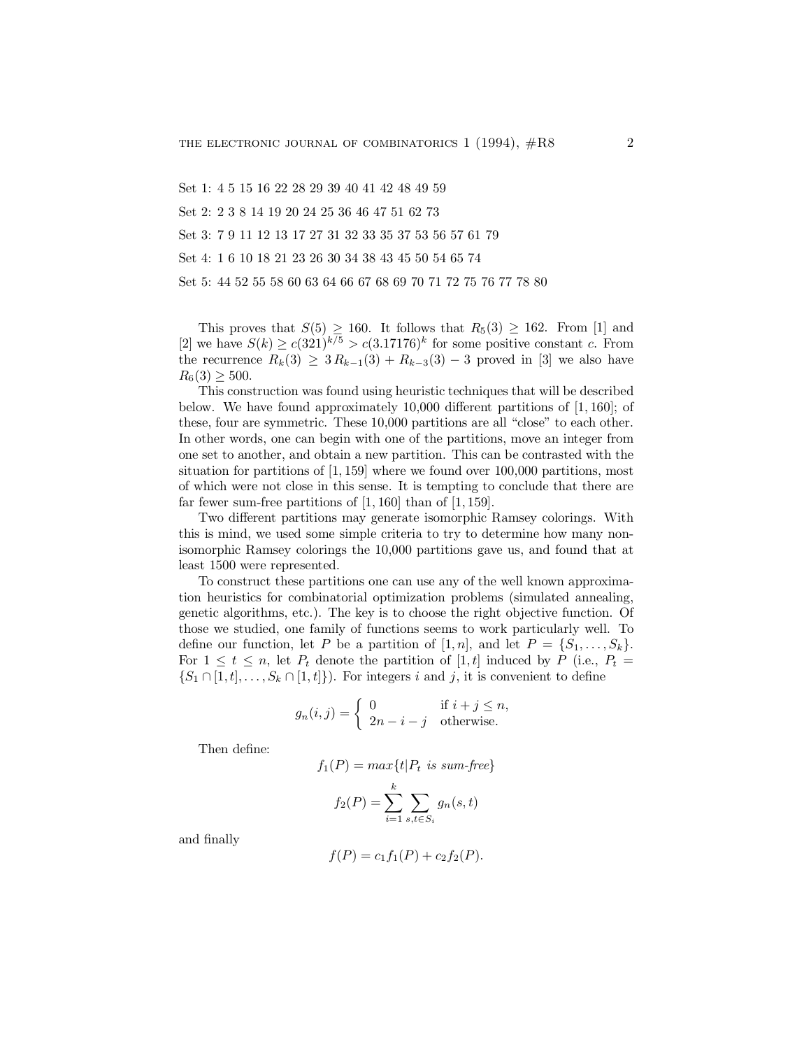Set 1: 4 5 15 16 22 28 29 39 40 41 42 48 49 59

Set 2: 2 3 8 14 19 20 24 25 36 46 47 51 62 73

Set 3: 7 9 11 12 13 17 27 31 32 33 35 37 53 56 57 61 79

Set 4: 1 6 10 18 21 23 26 30 34 38 43 45 50 54 65 74

Set 5: 44 52 55 58 60 63 64 66 67 68 69 70 71 72 75 76 77 78 80

This proves that $S(5) \geq 160$. It follows that $R_5(3) \geq 162$. From [1] and [2] we have $S(k) \geq c(321)^{k/5} > c(3.17176)^k$ for some positive constant $c$. From the recurrence $R_k(3) \geq 3\,R_{k-1}(3) + R_{k-3}(3) - 3$ proved in [3] we also have $R_6(3) \geq 500$.

This construction was found using heuristic techniques that will be described below. We have found approximately 10,000 different partitions of $[1, 160]$; of these, four are symmetric. These 10,000 partitions are all "close" to each other. In other words, one can begin with one of the partitions, move an integer from one set to another, and obtain a new partition. This can be contrasted with the situation for partitions of $[1, 159]$ where we found over 100,000 partitions, most of which were not close in this sense. It is tempting to conclude that there are far fewer sum-free partitions of $[1, 160]$ than of $[1, 159]$.

Two different partitions may generate isomorphic Ramsey colorings. With this is mind, we used some simple criteria to try to determine how many non-isomorphic Ramsey colorings the 10,000 partitions gave us, and found that at least 1500 were represented.

To construct these partitions one can use any of the well known approximation heuristics for combinatorial optimization problems (simulated annealing, genetic algorithms, etc.). The key is to choose the right objective function. Of those we studied, one family of functions seems to work particularly well. To define our function, let $P$ be a partition of $[1, n]$, and let $P = \{S_1, \ldots, S_k\}$. For $1 \leq t \leq n$, let $P_t$ denote the partition of $[1, t]$ induced by $P$ (i.e., $P_t = \{S_1 \cap [1, t], \ldots, S_k \cap [1, t]\}$). For integers $i$ and $j$, it is convenient to define

$$g_n(i, j) = \begin{cases} 0 & \text{if } i + j \leq n, \\ 2n - i - j & \text{otherwise.} \end{cases}$$

Then define:

$$f_1(P) = max\{t | P_t \text{ is sum-free}\}$$

$$f_2(P) = \sum_{i=1}^{k} \sum_{s,t \in S_i} g_n(s, t)$$

and finally

$$f(P) = c_1 f_1(P) + c_2 f_2(P).$$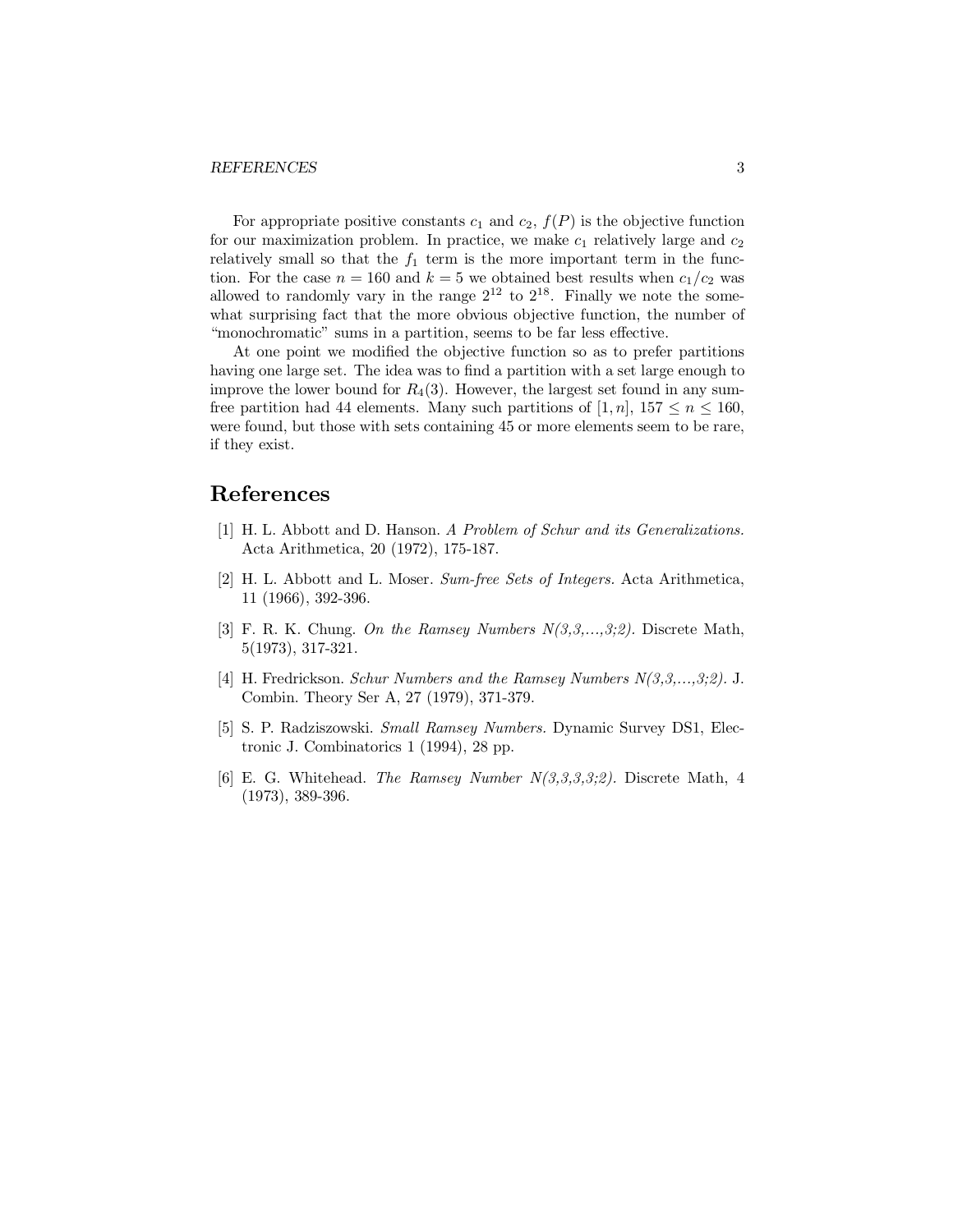For appropriate positive constants $c_1$ and $c_2$, $f(P)$ is the objective function for our maximization problem. In practice, we make $c_1$ relatively large and $c_2$ relatively small so that the $f_1$ term is the more important term in the function. For the case $n = 160$ and $k = 5$ we obtained best results when $c_1/c_2$ was allowed to randomly vary in the range $2^{12}$ to $2^{18}$. Finally we note the somewhat surprising fact that the more obvious objective function, the number of "monochromatic" sums in a partition, seems to be far less effective.

At one point we modified the objective function so as to prefer partitions having one large set. The idea was to find a partition with a set large enough to improve the lower bound for $R_4(3)$. However, the largest set found in any sum-free partition had 44 elements. Many such partitions of $[1, n]$, $157 \leq n \leq 160$, were found, but those with sets containing 45 or more elements seem to be rare, if they exist.

## References

[1] H. L. Abbott and D. Hanson. *A Problem of Schur and its Generalizations.* Acta Arithmetica, 20 (1972), 175-187.

[2] H. L. Abbott and L. Moser. *Sum-free Sets of Integers.* Acta Arithmetica, 11 (1966), 392-396.

[3] F. R. K. Chung. *On the Ramsey Numbers N(3,3,...,3;2).* Discrete Math, 5(1973), 317-321.

[4] H. Fredrickson. *Schur Numbers and the Ramsey Numbers N(3,3,...,3;2).* J. Combin. Theory Ser A, 27 (1979), 371-379.

[5] S. P. Radziszowski. *Small Ramsey Numbers.* Dynamic Survey DS1, Electronic J. Combinatorics 1 (1994), 28 pp.

[6] E. G. Whitehead. *The Ramsey Number N(3,3,3,3;2).* Discrete Math, 4 (1973), 389-396.